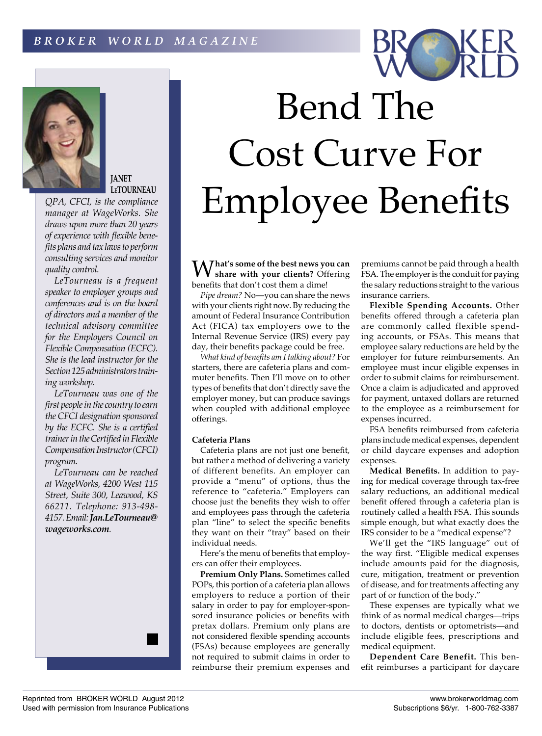# Bend The Cost Curve For Employee Benefits

**JANET LeTOURNEAU**

*QPA, CFCI, is the compliance manager at WageWorks. She draws upon more than 20 years of experience with flexible benefits plans and tax laws to perform consulting services and monitor quality control.*

*LeTourneau is a frequent speaker to employer groups and conferences and is on the board of directors and a member of the technical advisory committee for the Employers Council on Flexible Compensation (ECFC). She is the lead instructor for the Section 125 administrators training workshop.*

*LeTourneau was one of the first people in the country to earn the CFCI designation sponsored by the ECFC. She is a certified trainer in the Certified in Flexible Compensation Instructor (CFCI) program.*

*LeTourneau can be reached at WageWorks, 4200 West 115 Street, Suite 300, Leawood, KS 66211. Telephone: 913-498-4157. Email:* ***Jan.LeTourneau@wageworks.com****.*

**What's some of the best news you can share with your clients?** Offering benefits that don't cost them a dime!

*Pipe dream?* No—you can share the news with your clients right now. By reducing the amount of Federal Insurance Contribution Act (FICA) tax employers owe to the Internal Revenue Service (IRS) every pay day, their benefits package could be free.

*What kind of benefits am I talking about?* For starters, there are cafeteria plans and commuter benefits. Then I'll move on to other types of benefits that don't directly save the employer money, but can produce savings when coupled with additional employee offerings.

### Cafeteria Plans

Cafeteria plans are not just one benefit, but rather a method of delivering a variety of different benefits. An employer can provide a "menu" of options, thus the reference to "cafeteria." Employers can choose just the benefits they wish to offer and employees pass through the cafeteria plan "line" to select the specific benefits they want on their "tray" based on their individual needs.

Here's the menu of benefits that employers can offer their employees.

**Premium Only Plans.** Sometimes called POPs, this portion of a cafeteria plan allows employers to reduce a portion of their salary in order to pay for employer-sponsored insurance policies or benefits with pretax dollars. Premium only plans are not considered flexible spending accounts (FSAs) because employees are generally not required to submit claims in order to reimburse their premium expenses and premiums cannot be paid through a health FSA. The employer is the conduit for paying the salary reductions straight to the various insurance carriers.

**Flexible Spending Accounts.** Other benefits offered through a cafeteria plan are commonly called flexible spending accounts, or FSAs. This means that employee salary reductions are held by the employer for future reimbursements. An employee must incur eligible expenses in order to submit claims for reimbursement. Once a claim is adjudicated and approved for payment, untaxed dollars are returned to the employee as a reimbursement for expenses incurred.

FSA benefits reimbursed from cafeteria plans include medical expenses, dependent or child daycare expenses and adoption expenses.

**Medical Benefits.** In addition to paying for medical coverage through tax-free salary reductions, an additional medical benefit offered through a cafeteria plan is routinely called a health FSA. This sounds simple enough, but what exactly does the IRS consider to be a "medical expense"?

We'll get the "IRS language" out of the way first. "Eligible medical expenses include amounts paid for the diagnosis, cure, mitigation, treatment or prevention of disease, and for treatments affecting any part of or function of the body."

These expenses are typically what we think of as normal medical charges—trips to doctors, dentists or optometrists—and include eligible fees, prescriptions and medical equipment.

**Dependent Care Benefit.** This benefit reimburses a participant for daycare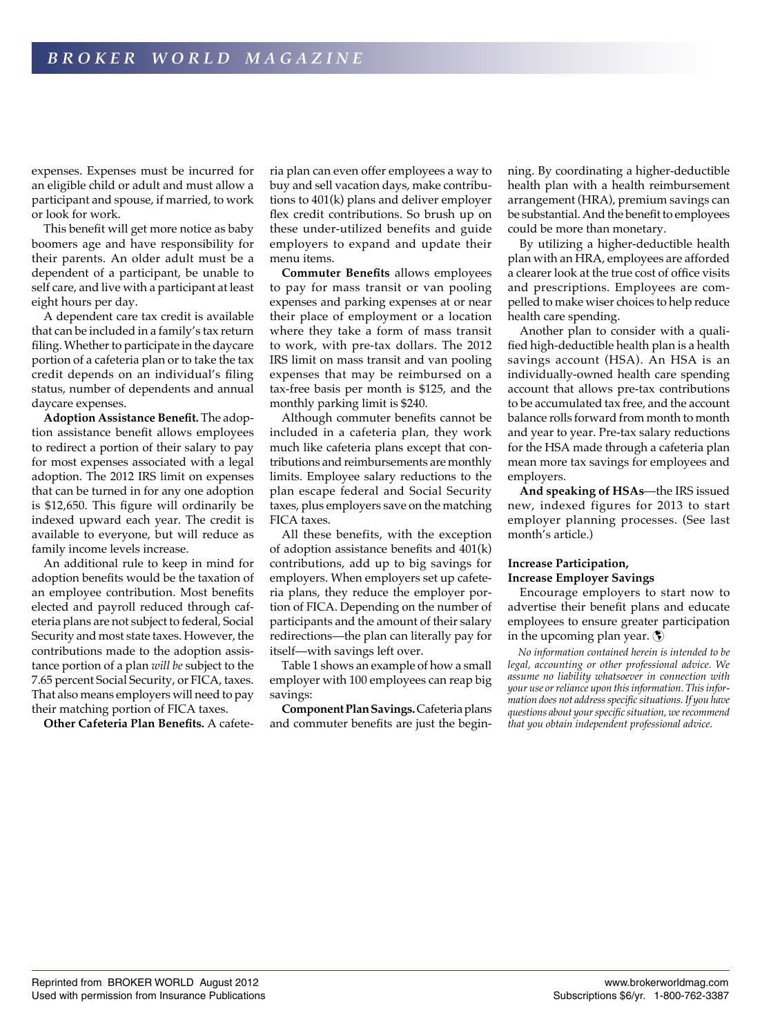expenses. Expenses must be incurred for an eligible child or adult and must allow a participant and spouse, if married, to work or look for work.

This benefit will get more notice as baby boomers age and have responsibility for their parents. An older adult must be a dependent of a participant, be unable to self care, and live with a participant at least eight hours per day.

A dependent care tax credit is available that can be included in a family's tax return filing. Whether to participate in the daycare portion of a cafeteria plan or to take the tax credit depends on an individual's filing status, number of dependents and annual daycare expenses.

**Adoption Assistance Benefit.** The adoption assistance benefit allows employees to redirect a portion of their salary to pay for most expenses associated with a legal adoption. The 2012 IRS limit on expenses that can be turned in for any one adoption is $12,650. This figure will ordinarily be indexed upward each year. The credit is available to everyone, but will reduce as family income levels increase.

An additional rule to keep in mind for adoption benefits would be the taxation of an employee contribution. Most benefits elected and payroll reduced through cafeteria plans are not subject to federal, Social Security and most state taxes. However, the contributions made to the adoption assistance portion of a plan *will be* subject to the 7.65 percent Social Security, or FICA, taxes. That also means employers will need to pay their matching portion of FICA taxes.

**Other Cafeteria Plan Benefits.** A cafeteria plan can even offer employees a way to buy and sell vacation days, make contributions to 401(k) plans and deliver employer flex credit contributions. So brush up on these under-utilized benefits and guide employers to expand and update their menu items.

**Commuter Benefits** allows employees to pay for mass transit or van pooling expenses and parking expenses at or near their place of employment or a location where they take a form of mass transit to work, with pre-tax dollars. The 2012 IRS limit on mass transit and van pooling expenses that may be reimbursed on a tax-free basis per month is $125, and the monthly parking limit is $240.

Although commuter benefits cannot be included in a cafeteria plan, they work much like cafeteria plans except that contributions and reimbursements are monthly limits. Employee salary reductions to the plan escape federal and Social Security taxes, plus employers save on the matching FICA taxes.

All these benefits, with the exception of adoption assistance benefits and 401(k) contributions, add up to big savings for employers. When employers set up cafeteria plans, they reduce the employer portion of FICA. Depending on the number of participants and the amount of their salary redirections—the plan can literally pay for itself—with savings left over.

Table 1 shows an example of how a small employer with 100 employees can reap big savings:

**Component Plan Savings.** Cafeteria plans and commuter benefits are just the beginning. By coordinating a higher-deductible health plan with a health reimbursement arrangement (HRA), premium savings can be substantial. And the benefit to employees could be more than monetary.

By utilizing a higher-deductible health plan with an HRA, employees are afforded a clearer look at the true cost of office visits and prescriptions. Employees are compelled to make wiser choices to help reduce health care spending.

Another plan to consider with a qualified high-deductible health plan is a health savings account (HSA). An HSA is an individually-owned health care spending account that allows pre-tax contributions to be accumulated tax free, and the account balance rolls forward from month to month and year to year. Pre-tax salary reductions for the HSA made through a cafeteria plan mean more tax savings for employees and employers.

**And speaking of HSAs**—the IRS issued new, indexed figures for 2013 to start employer planning processes. (See last month's article.)

**Increase Participation, Increase Employer Savings**

Encourage employers to start now to advertise their benefit plans and educate employees to ensure greater participation in the upcoming plan year.

*No information contained herein is intended to be legal, accounting or other professional advice. We assume no liability whatsoever in connection with your use or reliance upon this information. This information does not address specific situations. If you have questions about your specific situation, we recommend that you obtain independent professional advice.*